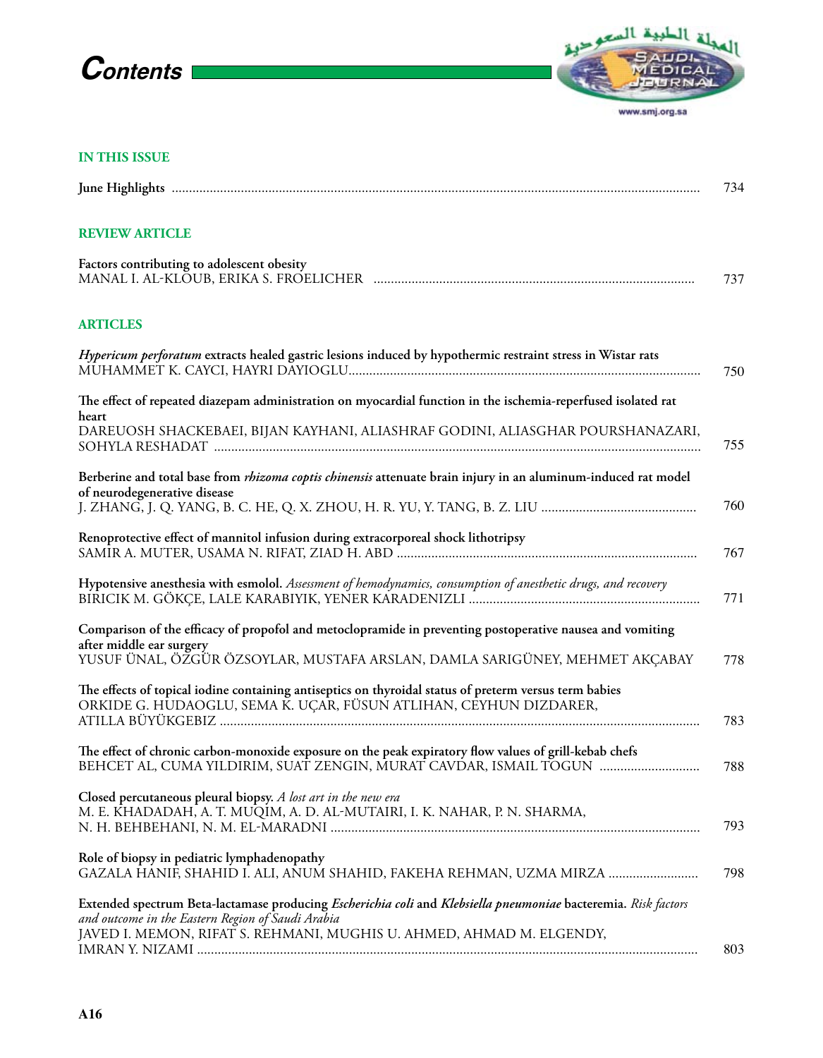# Contents

### IN THIS ISSUE

**June Highlights** ........................................................................................................................................ 734

### REVIEW ARTICLE

**Factors contributing to adolescent obesity**
MANAL I. AL-KLOUB, ERIKA S. FROELICHER ............................................................................................ 737

### ARTICLES

***Hypericum perforatum* extracts healed gastric lesions induced by hypothermic restraint stress in Wistar rats**
MUHAMMET K. CAYCI, HAYRI DAYIOGLU...................................................................................................... 750

**The effect of repeated diazepam administration on myocardial function in the ischemia-reperfused isolated rat heart**
DAREUOSH SHACKEBAEI, BIJAN KAYHANI, ALIASHRAF GODINI, ALIASGHAR POURSHANAZARI, SOHYLA RESHADAT ............................................................................................................................................ 755

**Berberine and total base from *rhizoma coptis chinensis* attenuate brain injury in an aluminum-induced rat model of neurodegenerative disease**
J. ZHANG, J. Q. YANG, B. C. HE, Q. X. ZHOU, H. R. YU, Y. TANG, B. Z. LIU ............................................. 760

**Renoprotective effect of mannitol infusion during extracorporeal shock lithotripsy**
SAMIR A. MUTER, USAMA N. RIFAT, ZIAD H. ABD ....................................................................................... 767

**Hypotensive anesthesia with esmolol.** *Assessment of hemodynamics, consumption of anesthetic drugs, and recovery*
BIRICIK M. GÖKÇE, LALE KARABIYIK, YENER KARADENIZLI .................................................................. 771

**Comparison of the efficacy of propofol and metoclopramide in preventing postoperative nausea and vomiting after middle ear surgery**
YUSUF ÜNAL, ÖZGÜR ÖZSOYLAR, MUSTAFA ARSLAN, DAMLA SARIGÜNEY, MEHMET AKÇABAY 778

**The effects of topical iodine containing antiseptics on thyroidal status of preterm versus term babies**
ORKIDE G. HUDAOGLU, SEMA K. UÇAR, FÜSUN ATLIHAN, CEYHUN DIZDARER, ATILLA BÜYÜKGEBIZ ......................................................................................................................................... 783

**The effect of chronic carbon-monoxide exposure on the peak expiratory flow values of grill-kebab chefs**
BEHCET AL, CUMA YILDIRIM, SUAT ZENGIN, MURAT CAVDAR, ISMAIL TOGUN ............................ 788

**Closed percutaneous pleural biopsy.** *A lost art in the new era*
M. E. KHADADAH, A. T. MUQIM, A. D. AL-MUTAIRI, I. K. NAHAR, P. N. SHARMA, N. H. BEHBEHANI, N. M. EL-MARADNI .......................................................................................................... 793

**Role of biopsy in pediatric lymphadenopathy**
GAZALA HANIF, SHAHID I. ALI, ANUM SHAHID, FAKEHA REHMAN, UZMA MIRZA .......................... 798

**Extended spectrum Beta-lactamase producing *Escherichia coli* and *Klebsiella pneumoniae* bacteremia.** *Risk factors and outcome in the Eastern Region of Saudi Arabia*
JAVED I. MEMON, RIFAT S. REHMANI, MUGHIS U. AHMED, AHMAD M. ELGENDY, IMRAN Y. NIZAMI ............................................................................................................................................... 803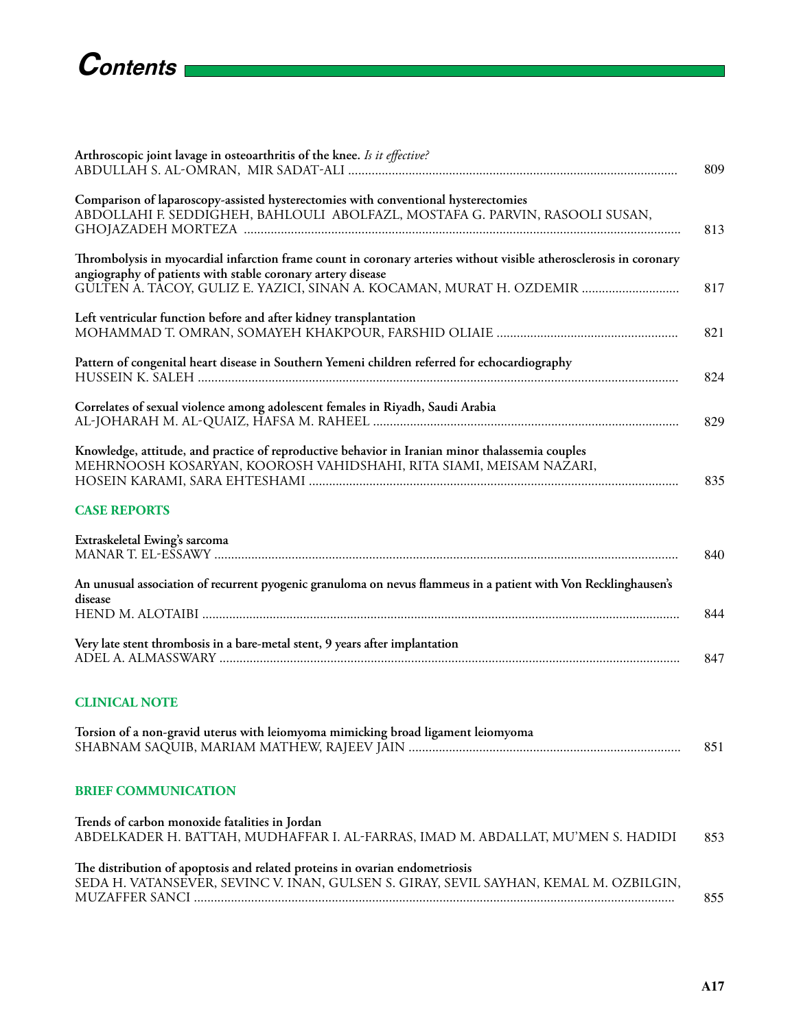# Contents

**Arthroscopic joint lavage in osteoarthritis of the knee.** ***Is it effective?***
ABDULLAH S. AL-OMRAN, MIR SADAT-ALI ........................................................................................... 809

**Comparison of laparoscopy-assisted hysterectomies with conventional hysterectomies**
ABDOLLAHI F. SEDDIGHEH, BAHLOULI ABOLFAZL, MOSTAFA G. PARVIN, RASOOLI SUSAN, GHOJAZADEH MORTEZA ........................................................................................... 813

**Thrombolysis in myocardial infarction frame count in coronary arteries without visible atherosclerosis in coronary angiography of patients with stable coronary artery disease**
GULTEN A. TACOY, GULIZ E. YAZICI, SINAN A. KOCAMAN, MURAT H. OZDEMIR ............................ 817

**Left ventricular function before and after kidney transplantation**
MOHAMMAD T. OMRAN, SOMAYEH KHAKPOUR, FARSHID OLIAIE ............................................ 821

**Pattern of congenital heart disease in Southern Yemeni children referred for echocardiography**
HUSSEIN K. SALEH ........................................................................................... 824

**Correlates of sexual violence among adolescent females in Riyadh, Saudi Arabia**
AL-JOHARAH M. AL-QUAIZ, HAFSA M. RAHEEL ........................................................................................... 829

**Knowledge, attitude, and practice of reproductive behavior in Iranian minor thalassemia couples**
MEHRNOOSH KOSARYAN, KOOROSH VAHIDSHAHI, RITA SIAMI, MEISAM NAZARI, HOSEIN KARAMI, SARA EHTESHAMI ........................................................................................... 835

## CASE REPORTS

**Extraskeletal Ewing's sarcoma**
MANAR T. EL-ESSAWY ........................................................................................... 840

**An unusual association of recurrent pyogenic granuloma on nevus flammeus in a patient with Von Recklinghausen's disease**
HEND M. ALOTAIBI ........................................................................................... 844

**Very late stent thrombosis in a bare-metal stent, 9 years after implantation**
ADEL A. ALMASSWARY ........................................................................................... 847

## CLINICAL NOTE

**Torsion of a non-gravid uterus with leiomyoma mimicking broad ligament leiomyoma**
SHABNAM SAQUIB, MARIAM MATHEW, RAJEEV JAIN ........................................................................................... 851

## BRIEF COMMUNICATION

**Trends of carbon monoxide fatalities in Jordan**
ABDELKADER H. BATTAH, MUDHAFFAR I. AL-FARRAS, IMAD M. ABDALLAT, MU'MEN S. HADIDI 853

**The distribution of apoptosis and related proteins in ovarian endometriosis**
SEDA H. VATANSEVER, SEVINC V. INAN, GULSEN S. GIRAY, SEVIL SAYHAN, KEMAL M. OZBILGIN, MUZAFFER SANCI ........................................................................................... 855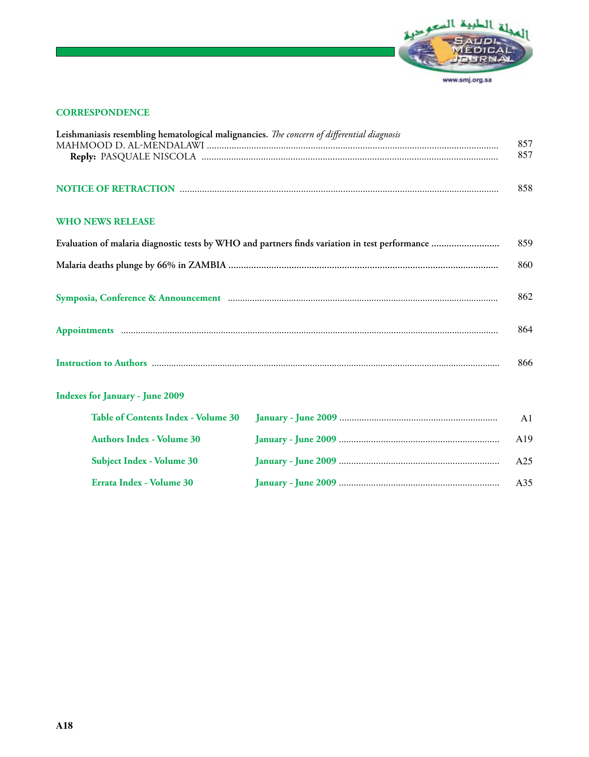## CORRESPONDENCE

**Leishmaniasis resembling hematological malignancies.** *The concern of differential diagnosis*
MAHMOOD D. AL-MENDALAWI ........ 857
**Reply:** PASQUALE NISCOLA ........ 857

## NOTICE OF RETRACTION ........ 858

## WHO NEWS RELEASE

**Evaluation of malaria diagnostic tests by WHO and partners finds variation in test performance** ........ 859

**Malaria deaths plunge by 66% in ZAMBIA** ........ 860

## Symposia, Conference & Announcement ........ 862

## Appointments ........ 864

## Instruction to Authors ........ 866

## Indexes for January - June 2009

| | | |
|---|---|---|
| **Table of Contents Index - Volume 30** | **January - June 2009** | A1 |
| **Authors Index - Volume 30** | **January - June 2009** | A19 |
| **Subject Index - Volume 30** | **January - June 2009** | A25 |
| **Errata Index - Volume 30** | **January - June 2009** | A35 |